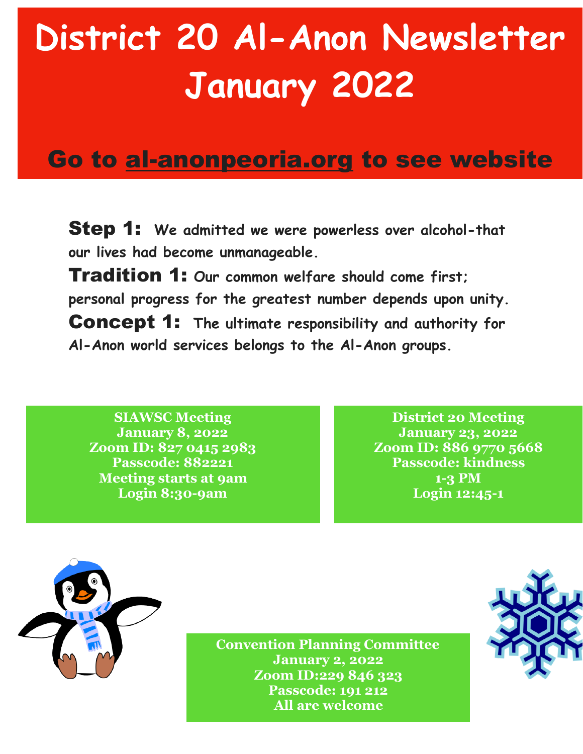# District 20 Al-Anon Newsletter January 2022

## Go to al-anonpeoria.org to see website

**Step 1:** We admitted we were powerless over alcohol-that our lives had become unmanageable.

**Tradition 1:** Our common welfare should come first; personal progress for the greatest number depends upon unity.

**Concept 1:** The ultimate responsibility and authority for Al-Anon world services belongs to the Al-Anon groups.

**SIAWSC Meeting**
**January 8, 2022**
**Zoom ID: 827 0415 2983**
**Passcode: 882221**
**Meeting starts at 9am**
**Login 8:30-9am**

**District 20 Meeting**
**January 23, 2022**
**Zoom ID: 886 9770 5668**
**Passcode: kindness**
**1-3 PM**
**Login 12:45-1**

**Convention Planning Committee**
**January 2, 2022**
**Zoom ID:229 846 323**
**Passcode: 191 212**
**All are welcome**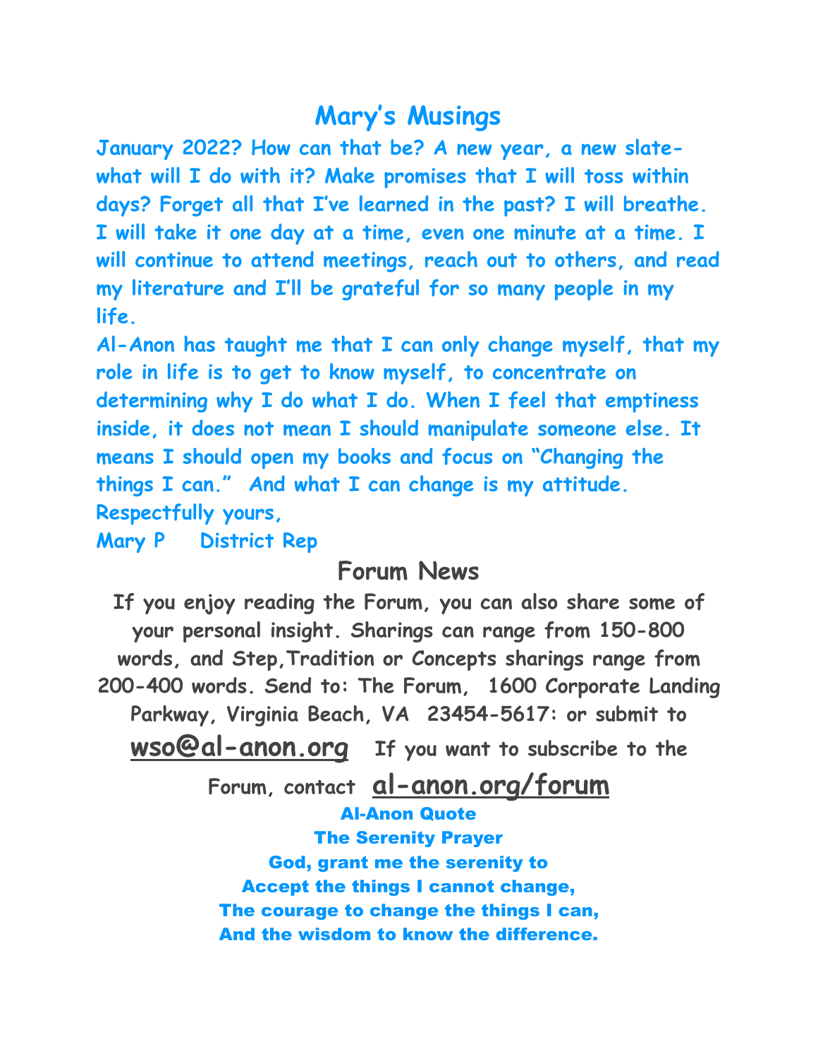# Mary's Musings

**January 2022? How can that be? A new year, a new slate- what will I do with it? Make promises that I will toss within days? Forget all that I've learned in the past? I will breathe. I will take it one day at a time, even one minute at a time. I will continue to attend meetings, reach out to others, and read my literature and I'll be grateful for so many people in my life.**

**Al-Anon has taught me that I can only change myself, that my role in life is to get to know myself, to concentrate on determining why I do what I do. When I feel that emptiness inside, it does not mean I should manipulate someone else. It means I should open my books and focus on "Changing the things I can." And what I can change is my attitude.**

**Respectfully yours,**

**Mary P District Rep**

## Forum News

**If you enjoy reading the Forum, you can also share some of your personal insight. Sharings can range from 150-800 words, and Step,Tradition or Concepts sharings range from 200-400 words. Send to: The Forum, 1600 Corporate Landing Parkway, Virginia Beach, VA 23454-5617: or submit to wso@al-anon.org If you want to subscribe to the Forum, contact al-anon.org/forum**

**Al-Anon Quote**

**The Serenity Prayer**

**God, grant me the serenity to**
**Accept the things I cannot change,**
**The courage to change the things I can,**
**And the wisdom to know the difference.**